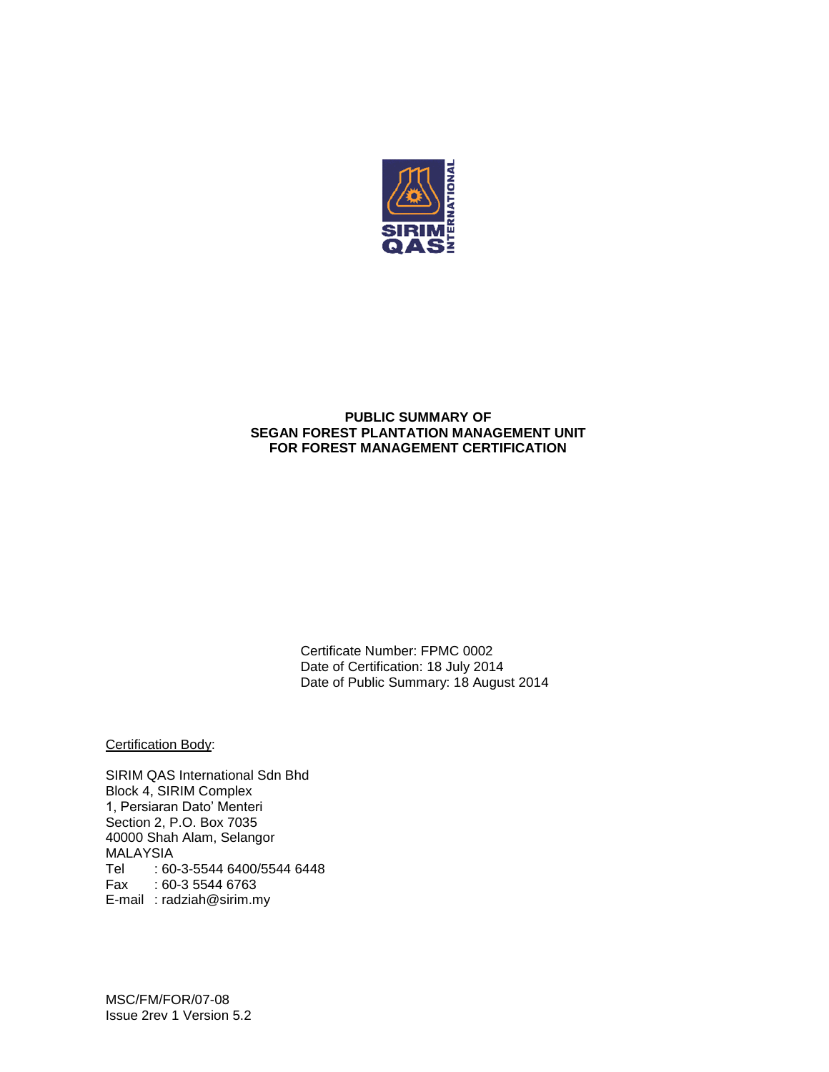# PUBLIC SUMMARY OF SEGAN FOREST PLANTATION MANAGEMENT UNIT FOR FOREST MANAGEMENT CERTIFICATION

Certificate Number: FPMC 0002
Date of Certification: 18 July 2014
Date of Public Summary: 18 August 2014

Certification Body:

SIRIM QAS International Sdn Bhd
Block 4, SIRIM Complex
1, Persiaran Dato' Menteri
Section 2, P.O. Box 7035
40000 Shah Alam, Selangor
MALAYSIA
Tel : 60-3-5544 6400/5544 6448
Fax : 60-3 5544 6763
E-mail : radziah@sirim.my

MSC/FM/FOR/07-08
Issue 2rev 1 Version 5.2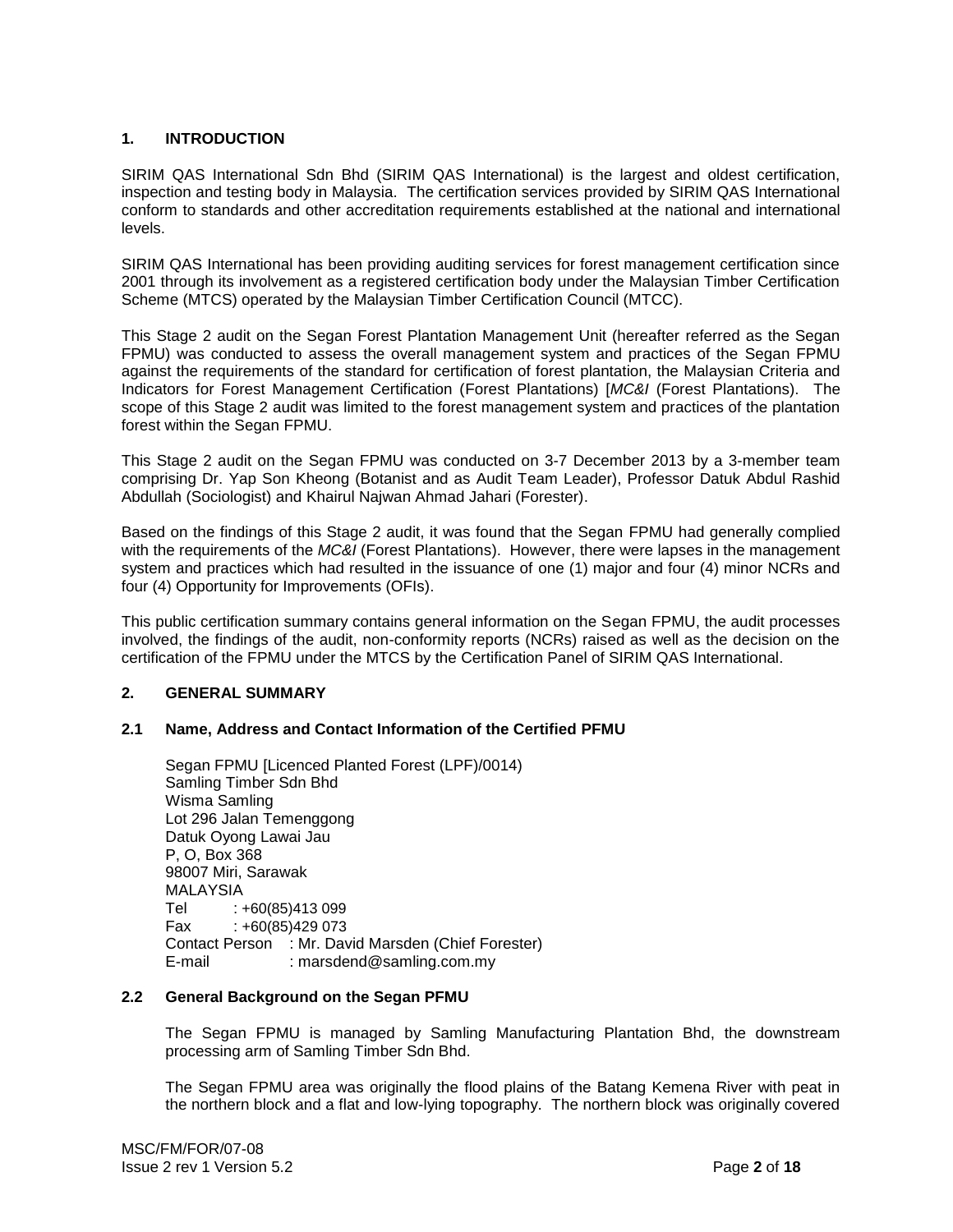## 1. INTRODUCTION

SIRIM QAS International Sdn Bhd (SIRIM QAS International) is the largest and oldest certification, inspection and testing body in Malaysia. The certification services provided by SIRIM QAS International conform to standards and other accreditation requirements established at the national and international levels.

SIRIM QAS International has been providing auditing services for forest management certification since 2001 through its involvement as a registered certification body under the Malaysian Timber Certification Scheme (MTCS) operated by the Malaysian Timber Certification Council (MTCC).

This Stage 2 audit on the Segan Forest Plantation Management Unit (hereafter referred as the Segan FPMU) was conducted to assess the overall management system and practices of the Segan FPMU against the requirements of the standard for certification of forest plantation, the Malaysian Criteria and Indicators for Forest Management Certification (Forest Plantations) [*MC&I* (Forest Plantations). The scope of this Stage 2 audit was limited to the forest management system and practices of the plantation forest within the Segan FPMU.

This Stage 2 audit on the Segan FPMU was conducted on 3-7 December 2013 by a 3-member team comprising Dr. Yap Son Kheong (Botanist and as Audit Team Leader), Professor Datuk Abdul Rashid Abdullah (Sociologist) and Khairul Najwan Ahmad Jahari (Forester).

Based on the findings of this Stage 2 audit, it was found that the Segan FPMU had generally complied with the requirements of the *MC&I* (Forest Plantations). However, there were lapses in the management system and practices which had resulted in the issuance of one (1) major and four (4) minor NCRs and four (4) Opportunity for Improvements (OFIs).

This public certification summary contains general information on the Segan FPMU, the audit processes involved, the findings of the audit, non-conformity reports (NCRs) raised as well as the decision on the certification of the FPMU under the MTCS by the Certification Panel of SIRIM QAS International.

## 2. GENERAL SUMMARY

### 2.1 Name, Address and Contact Information of the Certified PFMU

Segan FPMU [Licenced Planted Forest (LPF)/0014)  
Samling Timber Sdn Bhd  
Wisma Samling  
Lot 296 Jalan Temenggong  
Datuk Oyong Lawai Jau  
P, O, Box 368  
98007 Miri, Sarawak  
MALAYSIA  
Tel : +60(85)413 099  
Fax : +60(85)429 073  
Contact Person : Mr. David Marsden (Chief Forester)  
E-mail : marsdend@samling.com.my

### 2.2 General Background on the Segan PFMU

The Segan FPMU is managed by Samling Manufacturing Plantation Bhd, the downstream processing arm of Samling Timber Sdn Bhd.

The Segan FPMU area was originally the flood plains of the Batang Kemena River with peat in the northern block and a flat and low-lying topography. The northern block was originally covered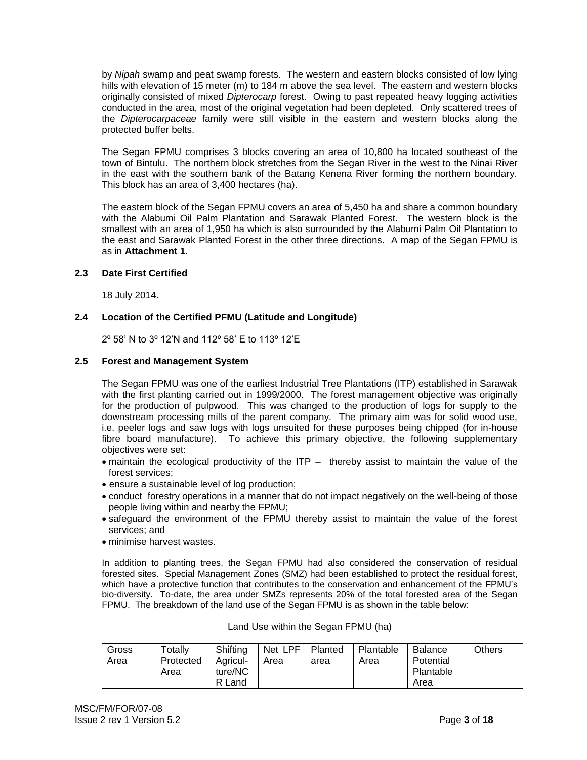by *Nipah* swamp and peat swamp forests. The western and eastern blocks consisted of low lying hills with elevation of 15 meter (m) to 184 m above the sea level. The eastern and western blocks originally consisted of mixed *Dipterocarp* forest. Owing to past repeated heavy logging activities conducted in the area, most of the original vegetation had been depleted. Only scattered trees of the *Dipterocarpaceae* family were still visible in the eastern and western blocks along the protected buffer belts.

The Segan FPMU comprises 3 blocks covering an area of 10,800 ha located southeast of the town of Bintulu. The northern block stretches from the Segan River in the west to the Ninai River in the east with the southern bank of the Batang Kenena River forming the northern boundary. This block has an area of 3,400 hectares (ha).

The eastern block of the Segan FPMU covers an area of 5,450 ha and share a common boundary with the Alabumi Oil Palm Plantation and Sarawak Planted Forest. The western block is the smallest with an area of 1,950 ha which is also surrounded by the Alabumi Palm Oil Plantation to the east and Sarawak Planted Forest in the other three directions. A map of the Segan FPMU is as in **Attachment 1**.

### 2.3 Date First Certified

18 July 2014.

### 2.4 Location of the Certified PFMU (Latitude and Longitude)

2º 58' N to 3º 12'N and 112º 58' E to 113º 12'E

### 2.5 Forest and Management System

The Segan FPMU was one of the earliest Industrial Tree Plantations (ITP) established in Sarawak with the first planting carried out in 1999/2000. The forest management objective was originally for the production of pulpwood. This was changed to the production of logs for supply to the downstream processing mills of the parent company. The primary aim was for solid wood use, i.e. peeler logs and saw logs with logs unsuited for these purposes being chipped (for in-house fibre board manufacture). To achieve this primary objective, the following supplementary objectives were set:

- maintain the ecological productivity of the ITP – thereby assist to maintain the value of the forest services;
- ensure a sustainable level of log production;
- conduct forestry operations in a manner that do not impact negatively on the well-being of those people living within and nearby the FPMU;
- safeguard the environment of the FPMU thereby assist to maintain the value of the forest services; and
- minimise harvest wastes.

In addition to planting trees, the Segan FPMU had also considered the conservation of residual forested sites. Special Management Zones (SMZ) had been established to protect the residual forest, which have a protective function that contributes to the conservation and enhancement of the FPMU's bio-diversity. To-date, the area under SMZs represents 20% of the total forested area of the Segan FPMU. The breakdown of the land use of the Segan FPMU is as shown in the table below:

Land Use within the Segan FPMU (ha)

| Gross Area | Totally Protected Area | Shifting Agricul-ture/NCR Land | Net LPF Area | Planted area | Plantable Area | Balance Potential Plantable Area | Others |
|---|---|---|---|---|---|---|---|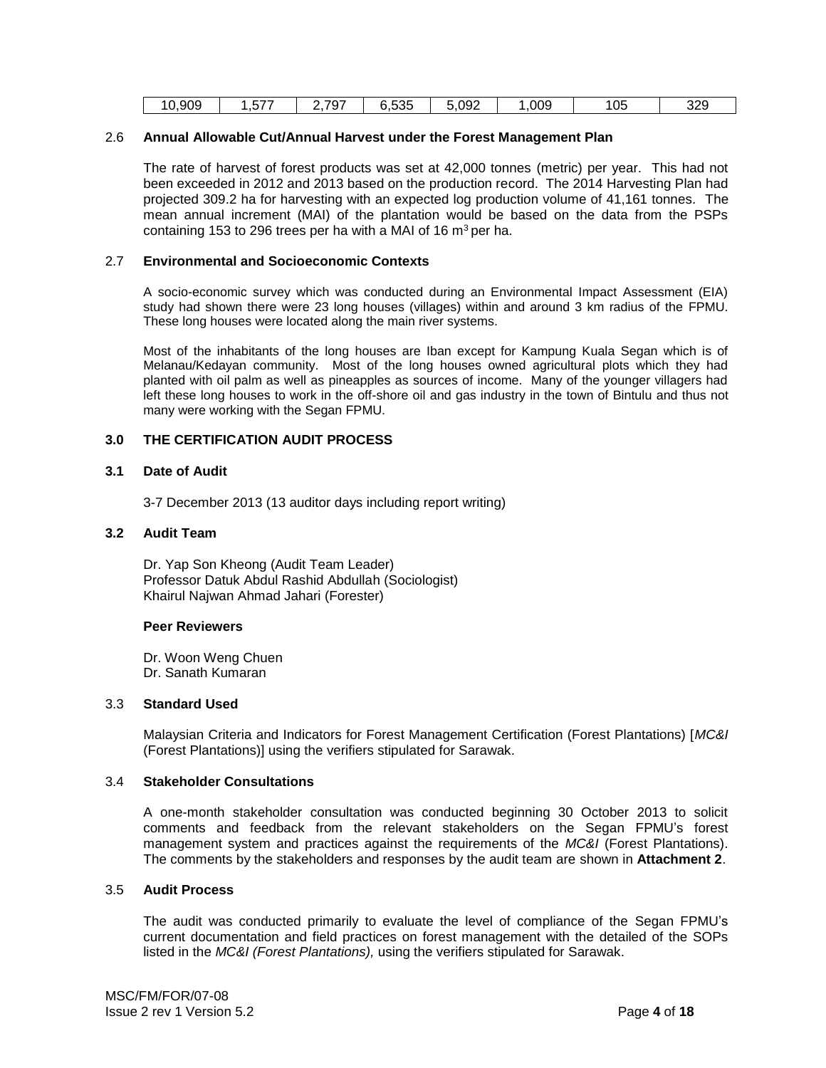| 10,909 | 1,577 | 2,797 | 6,535 | 5,092 | 1,009 | 105 | 329 |
|---|---|---|---|---|---|---|---|

### 2.6 Annual Allowable Cut/Annual Harvest under the Forest Management Plan

The rate of harvest of forest products was set at 42,000 tonnes (metric) per year. This had not been exceeded in 2012 and 2013 based on the production record. The 2014 Harvesting Plan had projected 309.2 ha for harvesting with an expected log production volume of 41,161 tonnes. The mean annual increment (MAI) of the plantation would be based on the data from the PSPs containing 153 to 296 trees per ha with a MAI of 16 $m^3$ per ha.

### 2.7 Environmental and Socioeconomic Contexts

A socio-economic survey which was conducted during an Environmental Impact Assessment (EIA) study had shown there were 23 long houses (villages) within and around 3 km radius of the FPMU. These long houses were located along the main river systems.

Most of the inhabitants of the long houses are Iban except for Kampung Kuala Segan which is of Melanau/Kedayan community. Most of the long houses owned agricultural plots which they had planted with oil palm as well as pineapples as sources of income. Many of the younger villagers had left these long houses to work in the off-shore oil and gas industry in the town of Bintulu and thus not many were working with the Segan FPMU.

## 3.0 THE CERTIFICATION AUDIT PROCESS

### 3.1 Date of Audit

3-7 December 2013 (13 auditor days including report writing)

### 3.2 Audit Team

Dr. Yap Son Kheong (Audit Team Leader)
Professor Datuk Abdul Rashid Abdullah (Sociologist)
Khairul Najwan Ahmad Jahari (Forester)

**Peer Reviewers**

Dr. Woon Weng Chuen
Dr. Sanath Kumaran

### 3.3 Standard Used

Malaysian Criteria and Indicators for Forest Management Certification (Forest Plantations) [*MC&I* (Forest Plantations)] using the verifiers stipulated for Sarawak.

### 3.4 Stakeholder Consultations

A one-month stakeholder consultation was conducted beginning 30 October 2013 to solicit comments and feedback from the relevant stakeholders on the Segan FPMU's forest management system and practices against the requirements of the *MC&I* (Forest Plantations). The comments by the stakeholders and responses by the audit team are shown in **Attachment 2**.

### 3.5 Audit Process

The audit was conducted primarily to evaluate the level of compliance of the Segan FPMU's current documentation and field practices on forest management with the detailed of the SOPs listed in the *MC&I (Forest Plantations),* using the verifiers stipulated for Sarawak.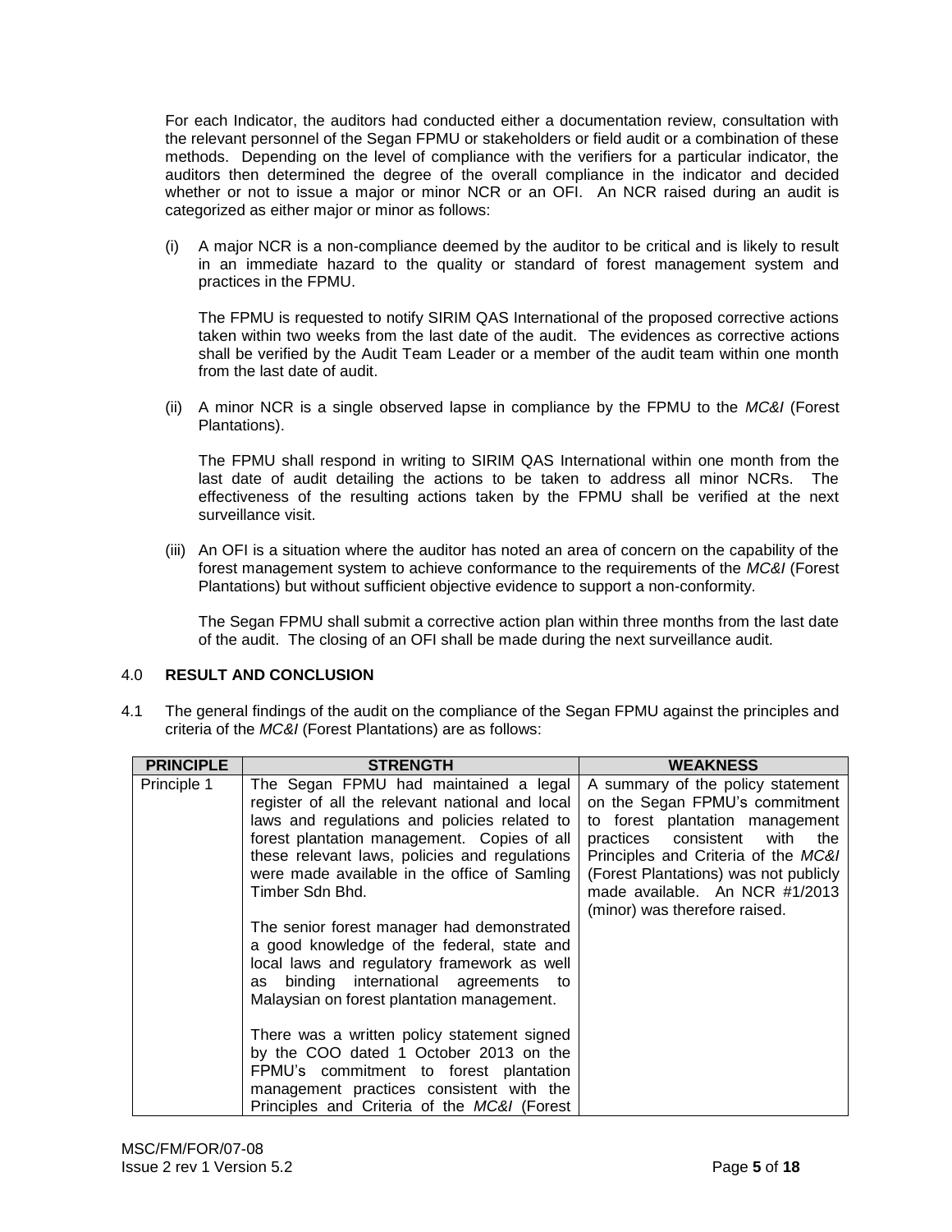For each Indicator, the auditors had conducted either a documentation review, consultation with the relevant personnel of the Segan FPMU or stakeholders or field audit or a combination of these methods. Depending on the level of compliance with the verifiers for a particular indicator, the auditors then determined the degree of the overall compliance in the indicator and decided whether or not to issue a major or minor NCR or an OFI. An NCR raised during an audit is categorized as either major or minor as follows:

(i) A major NCR is a non-compliance deemed by the auditor to be critical and is likely to result in an immediate hazard to the quality or standard of forest management system and practices in the FPMU.

   The FPMU is requested to notify SIRIM QAS International of the proposed corrective actions taken within two weeks from the last date of the audit. The evidences as corrective actions shall be verified by the Audit Team Leader or a member of the audit team within one month from the last date of audit.

(ii) A minor NCR is a single observed lapse in compliance by the FPMU to the *MC&I* (Forest Plantations).

   The FPMU shall respond in writing to SIRIM QAS International within one month from the last date of audit detailing the actions to be taken to address all minor NCRs. The effectiveness of the resulting actions taken by the FPMU shall be verified at the next surveillance visit.

(iii) An OFI is a situation where the auditor has noted an area of concern on the capability of the forest management system to achieve conformance to the requirements of the *MC&I* (Forest Plantations) but without sufficient objective evidence to support a non-conformity.

   The Segan FPMU shall submit a corrective action plan within three months from the last date of the audit. The closing of an OFI shall be made during the next surveillance audit.

## 4.0 RESULT AND CONCLUSION

4.1 The general findings of the audit on the compliance of the Segan FPMU against the principles and criteria of the *MC&I* (Forest Plantations) are as follows:

| PRINCIPLE | STRENGTH | WEAKNESS |
|---|---|---|
| Principle 1 | The Segan FPMU had maintained a legal register of all the relevant national and local laws and regulations and policies related to forest plantation management. Copies of all these relevant laws, policies and regulations were made available in the office of Samling Timber Sdn Bhd.<br><br>The senior forest manager had demonstrated a good knowledge of the federal, state and local laws and regulatory framework as well as binding international agreements to Malaysian on forest plantation management.<br><br>There was a written policy statement signed by the COO dated 1 October 2013 on the FPMU's commitment to forest plantation management practices consistent with the Principles and Criteria of the *MC&I* (Forest | A summary of the policy statement on the Segan FPMU's commitment to forest plantation management practices consistent with the Principles and Criteria of the *MC&I* (Forest Plantations) was not publicly made available. An NCR #1/2013 (minor) was therefore raised. |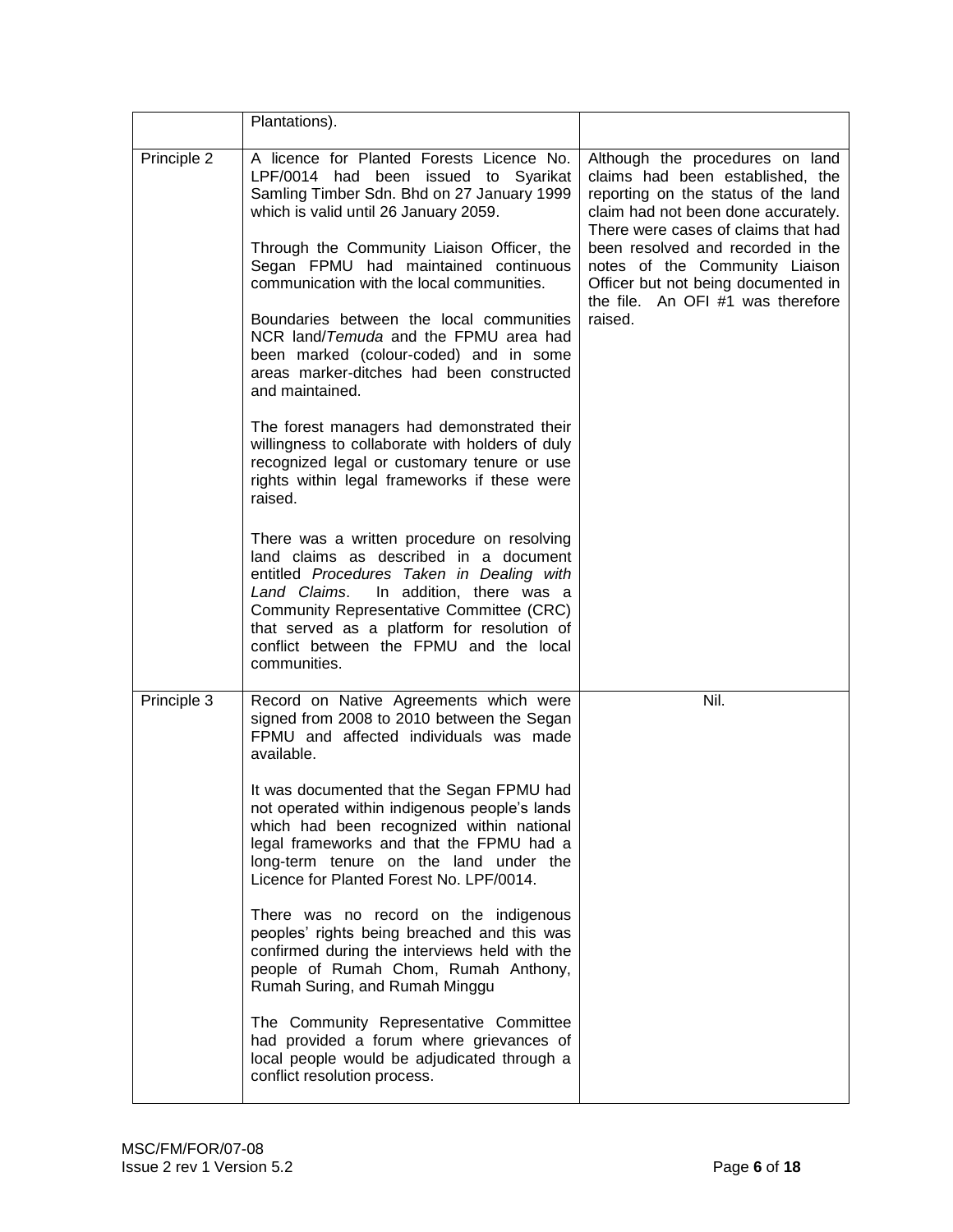| | | |
|---|---|---|
| | Plantations). | |
| Principle 2 | A licence for Planted Forests Licence No. LPF/0014 had been issued to Syarikat Samling Timber Sdn. Bhd on 27 January 1999 which is valid until 26 January 2059.<br><br>Through the Community Liaison Officer, the Segan FPMU had maintained continuous communication with the local communities.<br><br>Boundaries between the local communities NCR land/*Temuda* and the FPMU area had been marked (colour-coded) and in some areas marker-ditches had been constructed and maintained.<br><br>The forest managers had demonstrated their willingness to collaborate with holders of duly recognized legal or customary tenure or use rights within legal frameworks if these were raised.<br><br>There was a written procedure on resolving land claims as described in a document entitled *Procedures Taken in Dealing with Land Claims*. In addition, there was a Community Representative Committee (CRC) that served as a platform for resolution of conflict between the FPMU and the local communities. | Although the procedures on land claims had been established, the reporting on the status of the land claim had not been done accurately. There were cases of claims that had been resolved and recorded in the notes of the Community Liaison Officer but not being documented in the file. An OFI #1 was therefore raised. |
| Principle 3 | Record on Native Agreements which were signed from 2008 to 2010 between the Segan FPMU and affected individuals was made available.<br><br>It was documented that the Segan FPMU had not operated within indigenous people's lands which had been recognized within national legal frameworks and that the FPMU had a long-term tenure on the land under the Licence for Planted Forest No. LPF/0014.<br><br>There was no record on the indigenous peoples' rights being breached and this was confirmed during the interviews held with the people of Rumah Chom, Rumah Anthony, Rumah Suring, and Rumah Minggu<br><br>The Community Representative Committee had provided a forum where grievances of local people would be adjudicated through a conflict resolution process. | Nil. |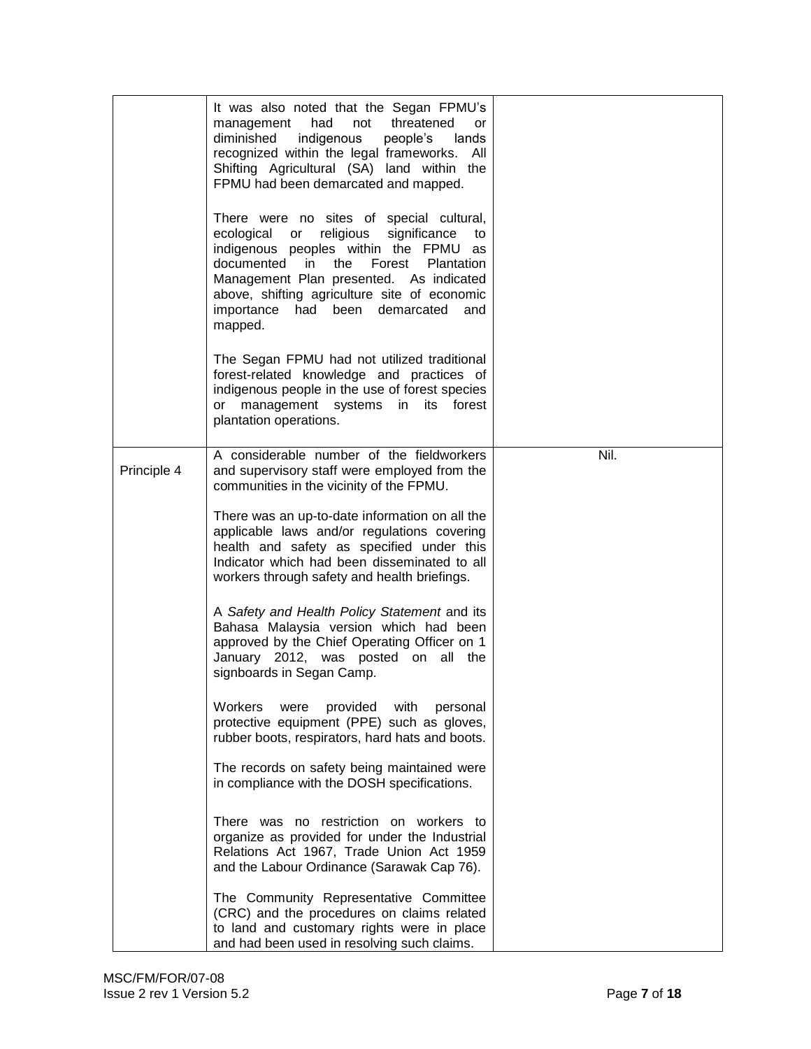| | | |
|---|---|---|
| | It was also noted that the Segan FPMU's management had not threatened or diminished indigenous people's lands recognized within the legal frameworks. All Shifting Agricultural (SA) land within the FPMU had been demarcated and mapped.<br><br>There were no sites of special cultural, ecological or religious significance to indigenous peoples within the FPMU as documented in the Forest Plantation Management Plan presented. As indicated above, shifting agriculture site of economic importance had been demarcated and mapped.<br><br>The Segan FPMU had not utilized traditional forest-related knowledge and practices of indigenous people in the use of forest species or management systems in its forest plantation operations. | |
| Principle 4 | A considerable number of the fieldworkers and supervisory staff were employed from the communities in the vicinity of the FPMU.<br><br>There was an up-to-date information on all the applicable laws and/or regulations covering health and safety as specified under this Indicator which had been disseminated to all workers through safety and health briefings.<br><br>A *Safety and Health Policy Statement* and its Bahasa Malaysia version which had been approved by the Chief Operating Officer on 1 January 2012, was posted on all the signboards in Segan Camp.<br><br>Workers were provided with personal protective equipment (PPE) such as gloves, rubber boots, respirators, hard hats and boots.<br><br>The records on safety being maintained were in compliance with the DOSH specifications.<br><br>There was no restriction on workers to organize as provided for under the Industrial Relations Act 1967, Trade Union Act 1959 and the Labour Ordinance (Sarawak Cap 76).<br><br>The Community Representative Committee (CRC) and the procedures on claims related to land and customary rights were in place and had been used in resolving such claims. | Nil. |

MSC/FM/FOR/07-08
Issue 2 rev 1 Version 5.2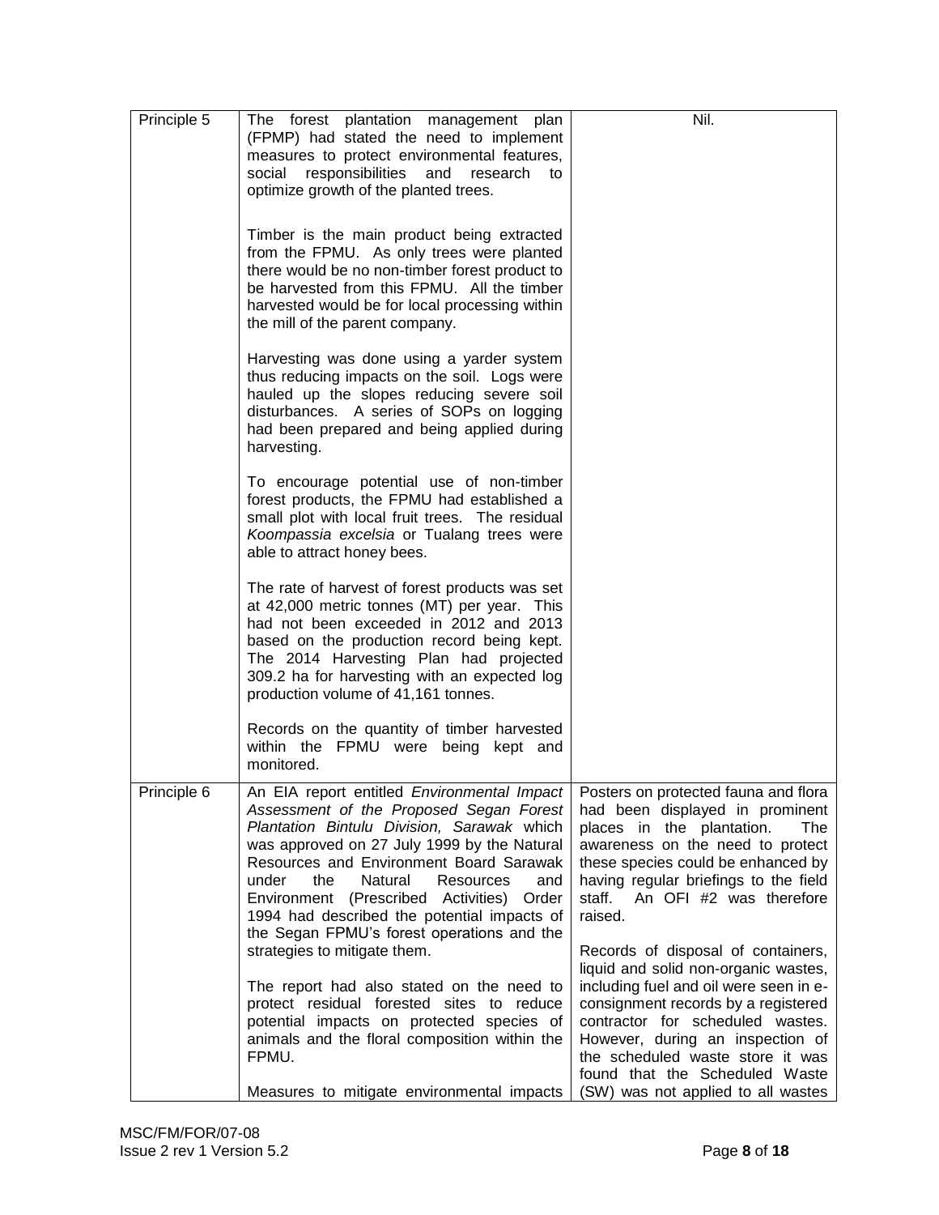| | | |
|---|---|---|
| Principle 5 | The forest plantation management plan (FPMP) had stated the need to implement measures to protect environmental features, social responsibilities and research to optimize growth of the planted trees.<br><br>Timber is the main product being extracted from the FPMU. As only trees were planted there would be no non-timber forest product to be harvested from this FPMU. All the timber harvested would be for local processing within the mill of the parent company.<br><br>Harvesting was done using a yarder system thus reducing impacts on the soil. Logs were hauled up the slopes reducing severe soil disturbances. A series of SOPs on logging had been prepared and being applied during harvesting.<br><br>To encourage potential use of non-timber forest products, the FPMU had established a small plot with local fruit trees. The residual *Koompassia excelsia* or Tualang trees were able to attract honey bees.<br><br>The rate of harvest of forest products was set at 42,000 metric tonnes (MT) per year. This had not been exceeded in 2012 and 2013 based on the production record being kept. The 2014 Harvesting Plan had projected 309.2 ha for harvesting with an expected log production volume of 41,161 tonnes.<br><br>Records on the quantity of timber harvested within the FPMU were being kept and monitored. | Nil. |
| Principle 6 | An EIA report entitled *Environmental Impact Assessment of the Proposed Segan Forest Plantation Bintulu Division, Sarawak* which was approved on 27 July 1999 by the Natural Resources and Environment Board Sarawak under the Natural Resources and Environment (Prescribed Activities) Order 1994 had described the potential impacts of the Segan FPMU's forest operations and the strategies to mitigate them.<br><br>The report had also stated on the need to protect residual forested sites to reduce potential impacts on protected species of animals and the floral composition within the FPMU.<br><br>Measures to mitigate environmental impacts | Posters on protected fauna and flora had been displayed in prominent places in the plantation. The awareness on the need to protect these species could be enhanced by having regular briefings to the field staff. An OFI #2 was therefore raised.<br><br>Records of disposal of containers, liquid and solid non-organic wastes, including fuel and oil were seen in e-consignment records by a registered contractor for scheduled wastes. However, during an inspection of the scheduled waste store it was found that the Scheduled Waste (SW) was not applied to all wastes |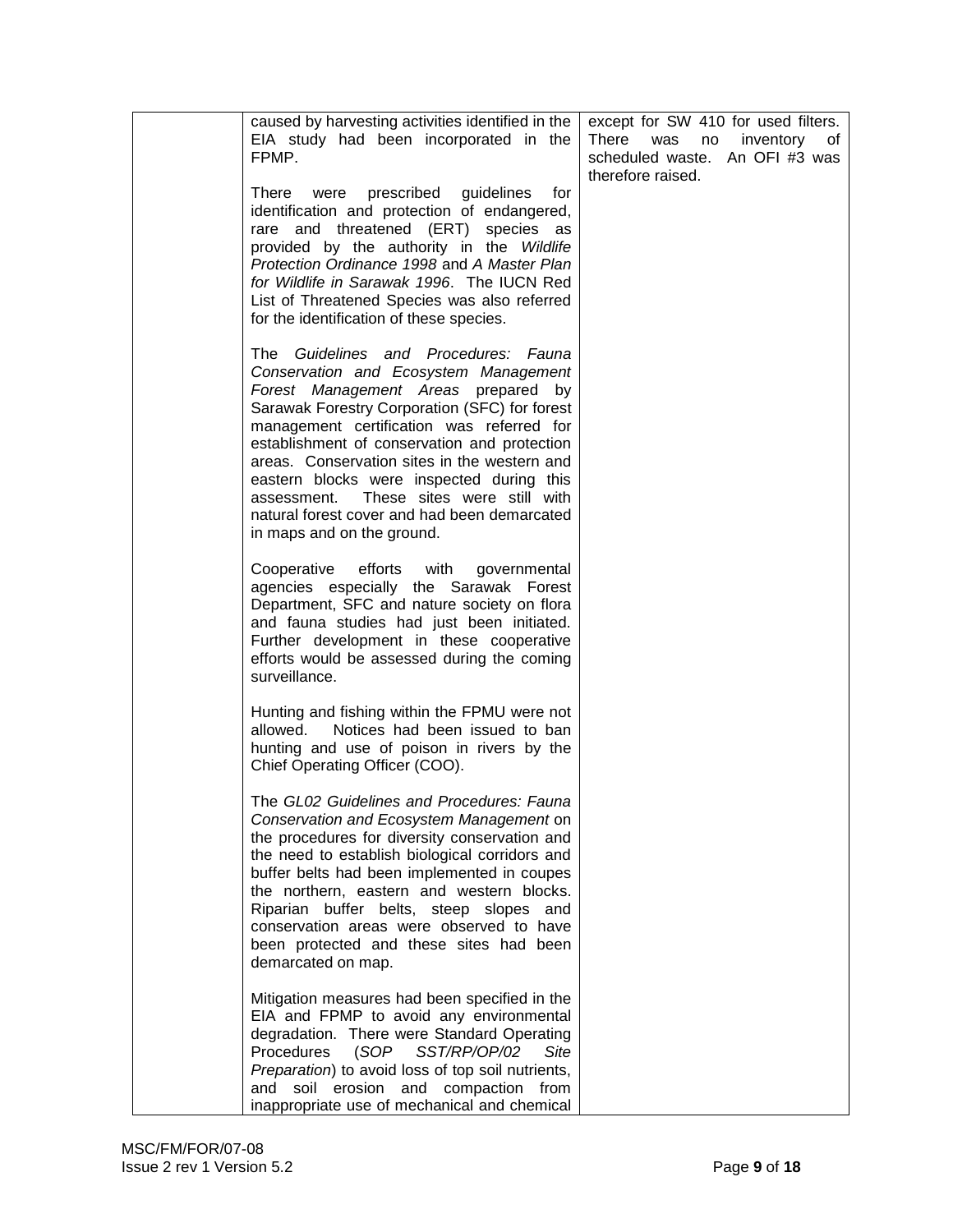| | | |
|---|---|---|
| | caused by harvesting activities identified in the EIA study had been incorporated in the FPMP.<br><br>There were prescribed guidelines for identification and protection of endangered, rare and threatened (ERT) species as provided by the authority in the *Wildlife Protection Ordinance 1998* and *A Master Plan for Wildlife in Sarawak 1996*. The IUCN Red List of Threatened Species was also referred for the identification of these species.<br><br>The *Guidelines and Procedures: Fauna Conservation and Ecosystem Management Forest Management Areas* prepared by Sarawak Forestry Corporation (SFC) for forest management certification was referred for establishment of conservation and protection areas. Conservation sites in the western and eastern blocks were inspected during this assessment. These sites were still with natural forest cover and had been demarcated in maps and on the ground.<br><br>Cooperative efforts with governmental agencies especially the Sarawak Forest Department, SFC and nature society on flora and fauna studies had just been initiated. Further development in these cooperative efforts would be assessed during the coming surveillance.<br><br>Hunting and fishing within the FPMU were not allowed. Notices had been issued to ban hunting and use of poison in rivers by the Chief Operating Officer (COO).<br><br>The *GL02 Guidelines and Procedures: Fauna Conservation and Ecosystem Management* on the procedures for diversity conservation and the need to establish biological corridors and buffer belts had been implemented in coupes the northern, eastern and western blocks. Riparian buffer belts, steep slopes and conservation areas were observed to have been protected and these sites had been demarcated on map.<br><br>Mitigation measures had been specified in the EIA and FPMP to avoid any environmental degradation. There were Standard Operating Procedures (*SOP SST/RP/OP/02 Site Preparation*) to avoid loss of top soil nutrients, and soil erosion and compaction from inappropriate use of mechanical and chemical | except for SW 410 for used filters. There was no inventory of scheduled waste. An OFI #3 was therefore raised. |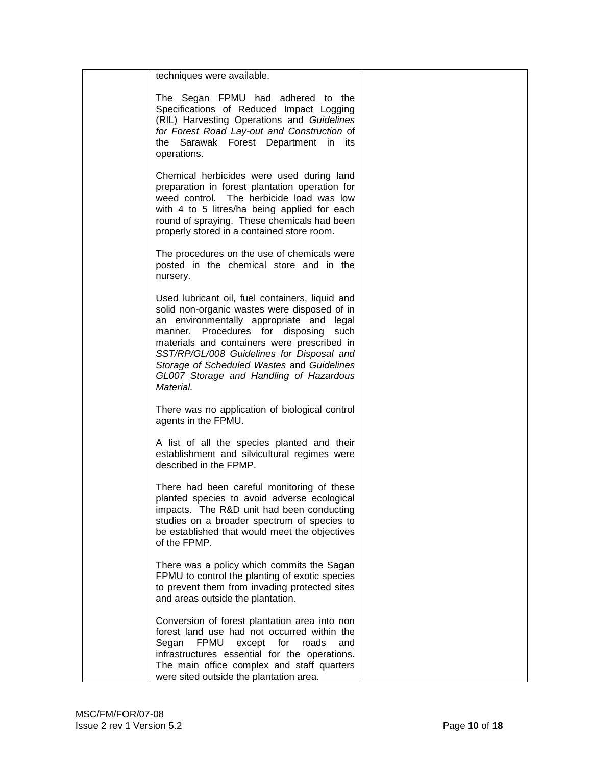| | techniques were available.<br><br>The Segan FPMU had adhered to the Specifications of Reduced Impact Logging (RIL) Harvesting Operations and *Guidelines for Forest Road Lay-out and Construction* of the Sarawak Forest Department in its operations.<br><br>Chemical herbicides were used during land preparation in forest plantation operation for weed control. The herbicide load was low with 4 to 5 litres/ha being applied for each round of spraying. These chemicals had been properly stored in a contained store room.<br><br>The procedures on the use of chemicals were posted in the chemical store and in the nursery.<br><br>Used lubricant oil, fuel containers, liquid and solid non-organic wastes were disposed of in an environmentally appropriate and legal manner. Procedures for disposing such materials and containers were prescribed in *SST/RP/GL/008 Guidelines for Disposal and Storage of Scheduled Wastes* and *Guidelines GL007 Storage and Handling of Hazardous Material.*<br><br>There was no application of biological control agents in the FPMU.<br><br>A list of all the species planted and their establishment and silvicultural regimes were described in the FPMP.<br><br>There had been careful monitoring of these planted species to avoid adverse ecological impacts. The R&D unit had been conducting studies on a broader spectrum of species to be established that would meet the objectives of the FPMP.<br><br>There was a policy which commits the Sagan FPMU to control the planting of exotic species to prevent them from invading protected sites and areas outside the plantation.<br><br>Conversion of forest plantation area into non forest land use had not occurred within the Segan FPMU except for roads and infrastructures essential for the operations. The main office complex and staff quarters were sited outside the plantation area. | |
|---|---|---|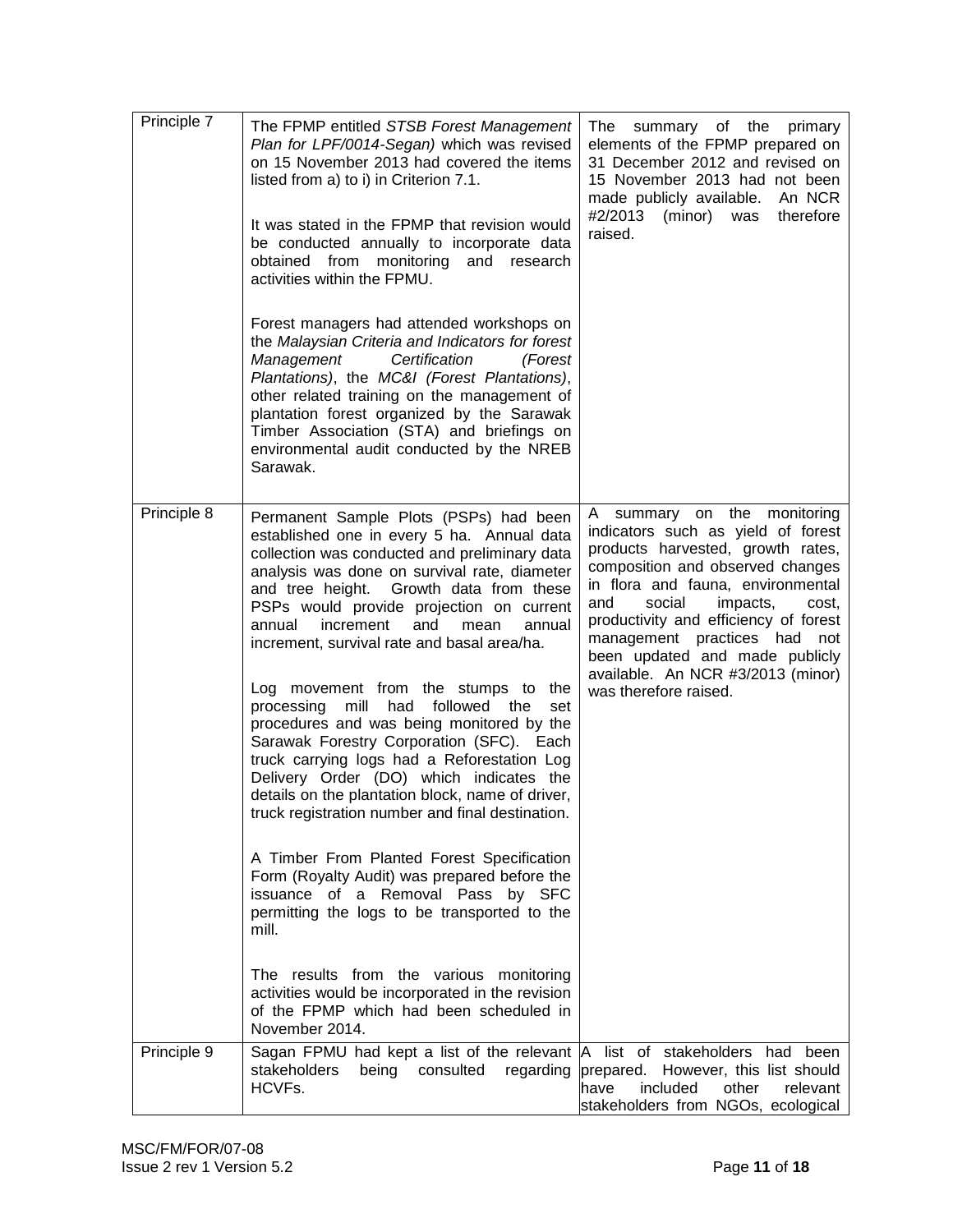| | | |
|---|---|---|
| Principle 7 | The FPMP entitled *STSB Forest Management Plan for LPF/0014-Segan)* which was revised on 15 November 2013 had covered the items listed from a) to i) in Criterion 7.1.<br><br>It was stated in the FPMP that revision would be conducted annually to incorporate data obtained from monitoring and research activities within the FPMU.<br><br>Forest managers had attended workshops on the *Malaysian Criteria and Indicators for forest Management Certification (Forest Plantations)*, the *MC&I (Forest Plantations)*, other related training on the management of plantation forest organized by the Sarawak Timber Association (STA) and briefings on environmental audit conducted by the NREB Sarawak. | The summary of the primary elements of the FPMP prepared on 31 December 2012 and revised on 15 November 2013 had not been made publicly available. An NCR #2/2013 (minor) was therefore raised. |
| Principle 8 | Permanent Sample Plots (PSPs) had been established one in every 5 ha. Annual data collection was conducted and preliminary data analysis was done on survival rate, diameter and tree height. Growth data from these PSPs would provide projection on current annual increment and mean annual increment, survival rate and basal area/ha.<br><br>Log movement from the stumps to the processing mill had followed the set procedures and was being monitored by the Sarawak Forestry Corporation (SFC). Each truck carrying logs had a Reforestation Log Delivery Order (DO) which indicates the details on the plantation block, name of driver, truck registration number and final destination.<br><br>A Timber From Planted Forest Specification Form (Royalty Audit) was prepared before the issuance of a Removal Pass by SFC permitting the logs to be transported to the mill.<br><br>The results from the various monitoring activities would be incorporated in the revision of the FPMP which had been scheduled in November 2014. | A summary on the monitoring indicators such as yield of forest products harvested, growth rates, composition and observed changes in flora and fauna, environmental and social impacts, cost, productivity and efficiency of forest management practices had not been updated and made publicly available. An NCR #3/2013 (minor) was therefore raised. |
| Principle 9 | Sagan FPMU had kept a list of the relevant stakeholders being consulted regarding HCVFs. | A list of stakeholders had been prepared. However, this list should have included other relevant stakeholders from NGOs, ecological |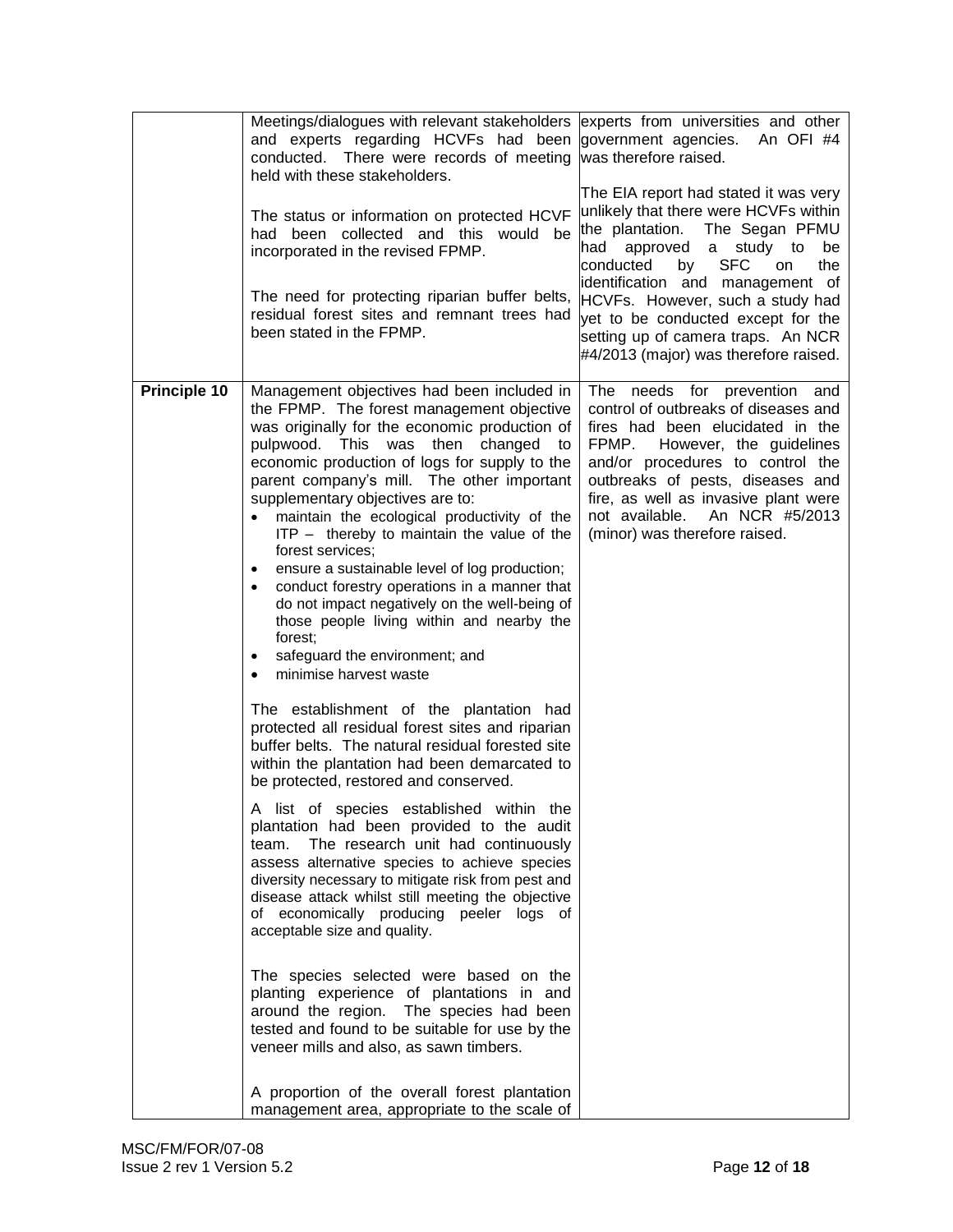| | | |
|---|---|---|
| | Meetings/dialogues with relevant stakeholders and experts regarding HCVFs had been conducted. There were records of meeting held with these stakeholders.<br><br>The status or information on protected HCVF had been collected and this would be incorporated in the revised FPMP.<br><br>The need for protecting riparian buffer belts, residual forest sites and remnant trees had been stated in the FPMP. | experts from universities and other government agencies. An OFI #4 was therefore raised.<br><br>The EIA report had stated it was very unlikely that there were HCVFs within the plantation. The Segan PFMU had approved a study to be conducted by SFC on the identification and management of HCVFs. However, such a study had yet to be conducted except for the setting up of camera traps. An NCR #4/2013 (major) was therefore raised. |
| **Principle 10** | Management objectives had been included in the FPMP. The forest management objective was originally for the economic production of pulpwood. This was then changed to economic production of logs for supply to the parent company's mill. The other important supplementary objectives are to:<br>• maintain the ecological productivity of the ITP – thereby to maintain the value of the forest services;<br>• ensure a sustainable level of log production;<br>• conduct forestry operations in a manner that do not impact negatively on the well-being of those people living within and nearby the forest;<br>• safeguard the environment; and<br>• minimise harvest waste<br><br>The establishment of the plantation had protected all residual forest sites and riparian buffer belts. The natural residual forested site within the plantation had been demarcated to be protected, restored and conserved.<br><br>A list of species established within the plantation had been provided to the audit team. The research unit had continuously assess alternative species to achieve species diversity necessary to mitigate risk from pest and disease attack whilst still meeting the objective of economically producing peeler logs of acceptable size and quality.<br><br>The species selected were based on the planting experience of plantations in and around the region. The species had been tested and found to be suitable for use by the veneer mills and also, as sawn timbers.<br><br>A proportion of the overall forest plantation management area, appropriate to the scale of | The needs for prevention and control of outbreaks of diseases and fires had been elucidated in the FPMP. However, the guidelines and/or procedures to control the outbreaks of pests, diseases and fire, as well as invasive plant were not available. An NCR #5/2013 (minor) was therefore raised. |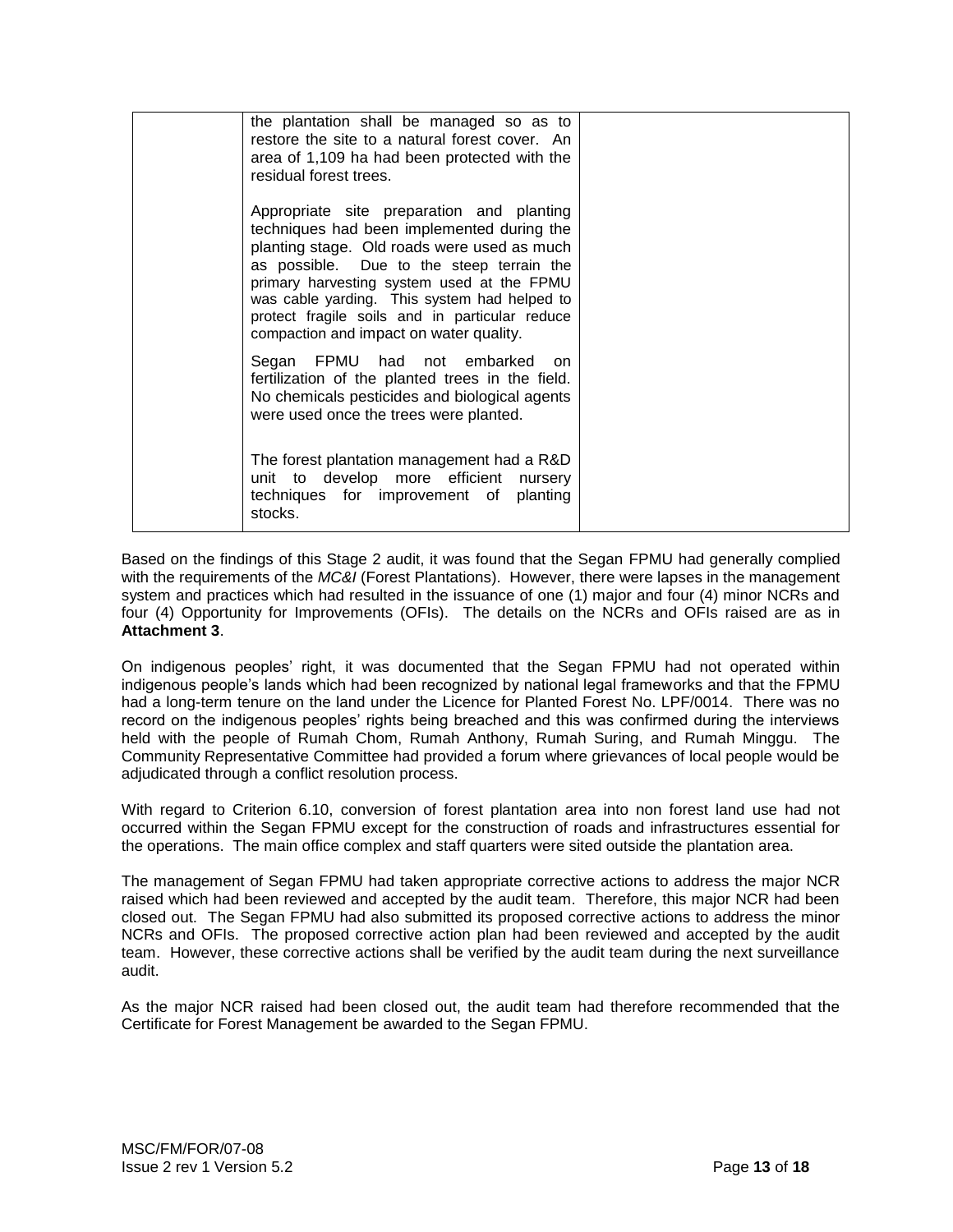| | | |
|---|---|---|
| | the plantation shall be managed so as to restore the site to a natural forest cover. An area of 1,109 ha had been protected with the residual forest trees.<br><br>Appropriate site preparation and planting techniques had been implemented during the planting stage. Old roads were used as much as possible. Due to the steep terrain the primary harvesting system used at the FPMU was cable yarding. This system had helped to protect fragile soils and in particular reduce compaction and impact on water quality.<br><br>Segan FPMU had not embarked on fertilization of the planted trees in the field. No chemicals pesticides and biological agents were used once the trees were planted.<br><br>The forest plantation management had a R&D unit to develop more efficient nursery techniques for improvement of planting stocks. | |

Based on the findings of this Stage 2 audit, it was found that the Segan FPMU had generally complied with the requirements of the *MC&I* (Forest Plantations). However, there were lapses in the management system and practices which had resulted in the issuance of one (1) major and four (4) minor NCRs and four (4) Opportunity for Improvements (OFIs). The details on the NCRs and OFIs raised are as in **Attachment 3**.

On indigenous peoples' right, it was documented that the Segan FPMU had not operated within indigenous people's lands which had been recognized by national legal frameworks and that the FPMU had a long-term tenure on the land under the Licence for Planted Forest No. LPF/0014. There was no record on the indigenous peoples' rights being breached and this was confirmed during the interviews held with the people of Rumah Chom, Rumah Anthony, Rumah Suring, and Rumah Minggu. The Community Representative Committee had provided a forum where grievances of local people would be adjudicated through a conflict resolution process.

With regard to Criterion 6.10, conversion of forest plantation area into non forest land use had not occurred within the Segan FPMU except for the construction of roads and infrastructures essential for the operations. The main office complex and staff quarters were sited outside the plantation area.

The management of Segan FPMU had taken appropriate corrective actions to address the major NCR raised which had been reviewed and accepted by the audit team. Therefore, this major NCR had been closed out. The Segan FPMU had also submitted its proposed corrective actions to address the minor NCRs and OFIs. The proposed corrective action plan had been reviewed and accepted by the audit team. However, these corrective actions shall be verified by the audit team during the next surveillance audit.

As the major NCR raised had been closed out, the audit team had therefore recommended that the Certificate for Forest Management be awarded to the Segan FPMU.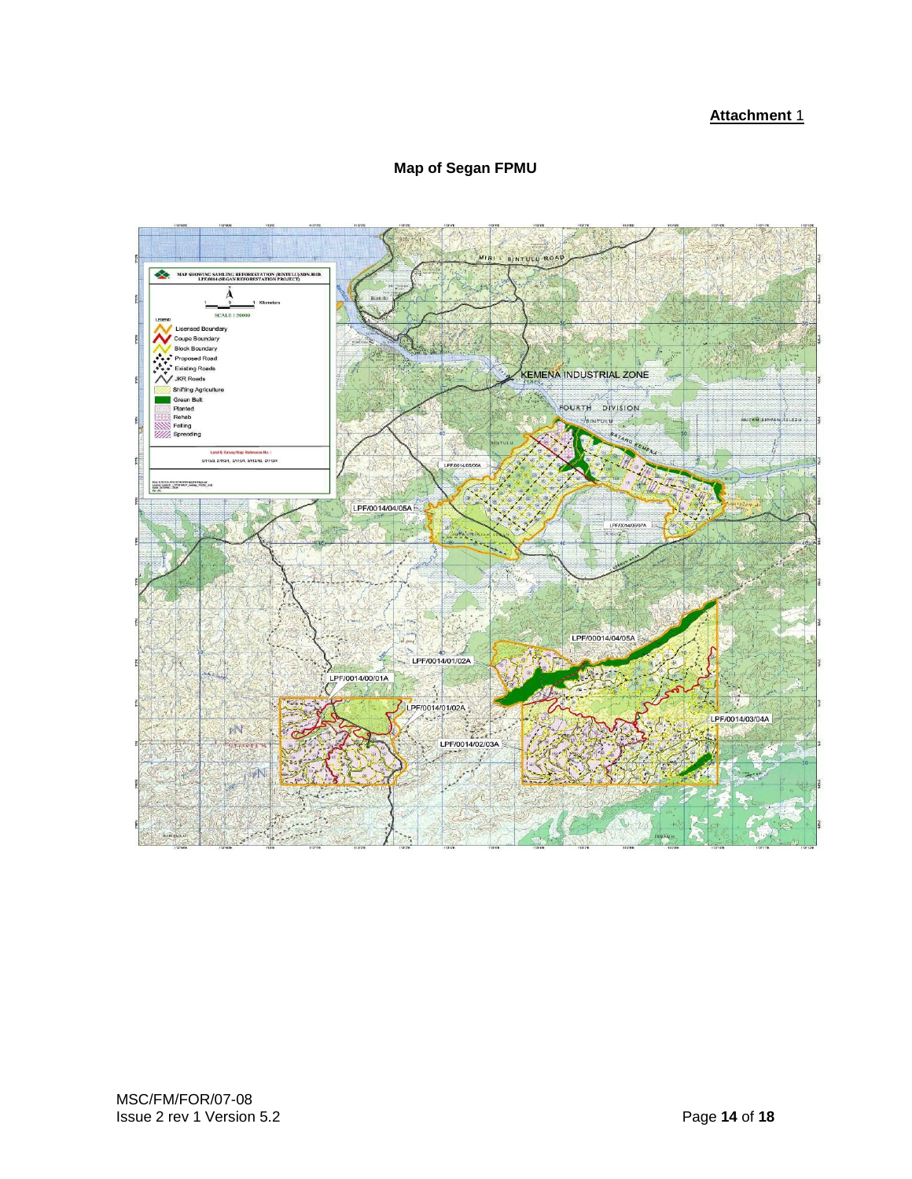**Attachment** 1

## Map of Segan FPMU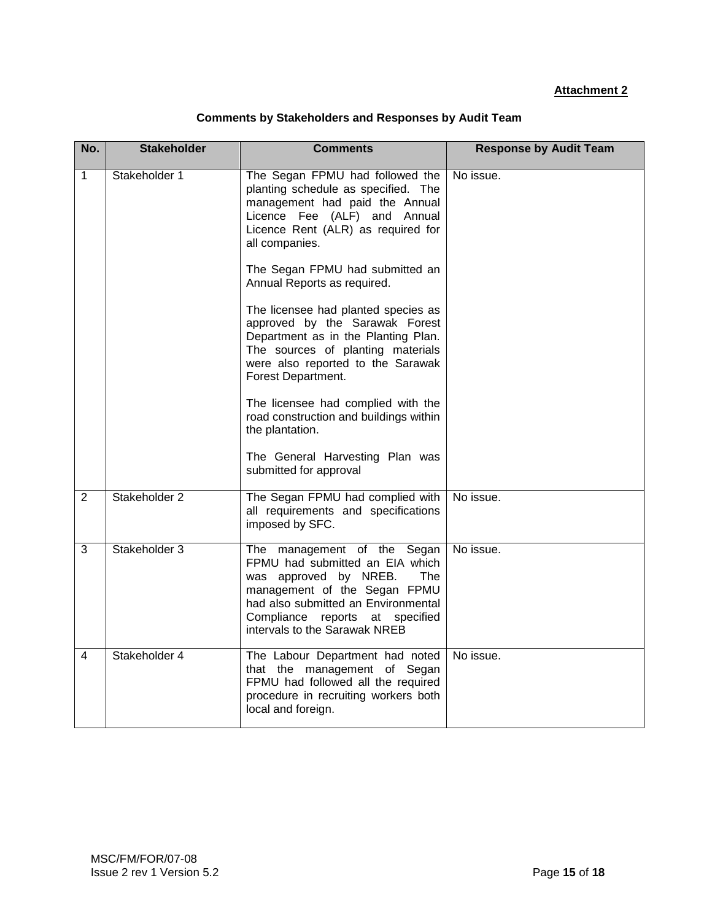**Attachment 2**

**Comments by Stakeholders and Responses by Audit Team**

| No. | Stakeholder | Comments | Response by Audit Team |
|---|---|---|---|
| 1 | Stakeholder 1 | The Segan FPMU had followed the planting schedule as specified. The management had paid the Annual Licence Fee (ALF) and Annual Licence Rent (ALR) as required for all companies.<br><br>The Segan FPMU had submitted an Annual Reports as required.<br><br>The licensee had planted species as approved by the Sarawak Forest Department as in the Planting Plan. The sources of planting materials were also reported to the Sarawak Forest Department.<br><br>The licensee had complied with the road construction and buildings within the plantation.<br><br>The General Harvesting Plan was submitted for approval | No issue. |
| 2 | Stakeholder 2 | The Segan FPMU had complied with all requirements and specifications imposed by SFC. | No issue. |
| 3 | Stakeholder 3 | The management of the Segan FPMU had submitted an EIA which was approved by NREB. The management of the Segan FPMU had also submitted an Environmental Compliance reports at specified intervals to the Sarawak NREB | No issue. |
| 4 | Stakeholder 4 | The Labour Department had noted that the management of Segan FPMU had followed all the required procedure in recruiting workers both local and foreign. | No issue. |

MSC/FM/FOR/07-08
Issue 2 rev 1 Version 5.2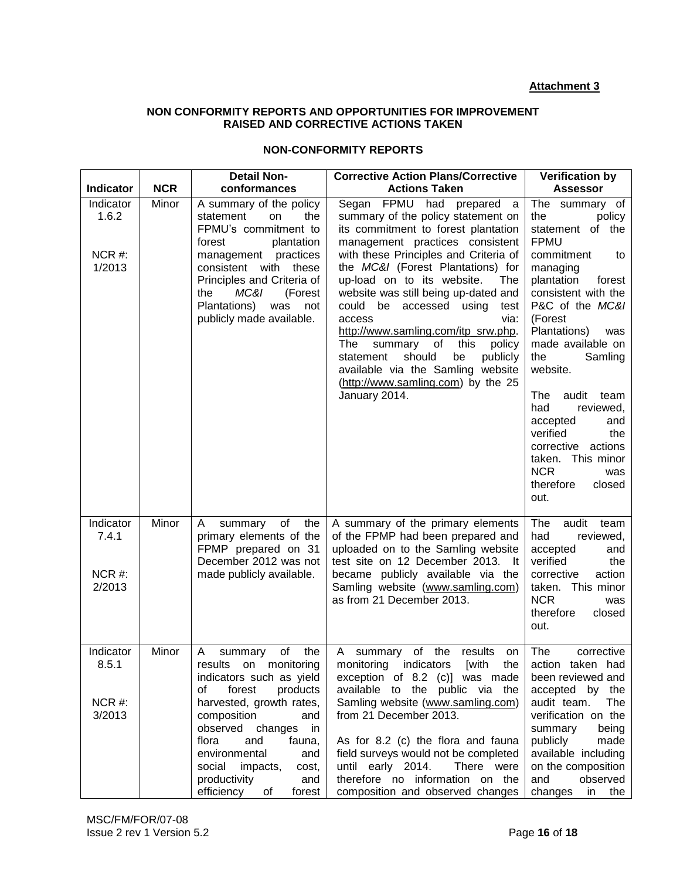**Attachment 3**

**NON CONFORMITY REPORTS AND OPPORTUNITIES FOR IMPROVEMENT RAISED AND CORRECTIVE ACTIONS TAKEN**

**NON-CONFORMITY REPORTS**

| Indicator | NCR | Detail Non-conformances | Corrective Action Plans/Corrective Actions Taken | Verification by Assessor |
|---|---|---|---|---|
| Indicator 1.6.2<br><br>NCR #: 1/2013 | Minor | A summary of the policy statement on the FPMU's commitment to forest plantation management practices consistent with these Principles and Criteria of the *MC&I* (Forest Plantations) was not publicly made available. | Segan FPMU had prepared a summary of the policy statement on its commitment to forest plantation management practices consistent with these Principles and Criteria of the *MC&I* (Forest Plantations) for up-load on to its website. The website was still being up-dated and could be accessed using test access via: http://www.samling.com/itp_srw.php. The summary of this policy statement should be publicly available via the Samling website (http://www.samling.com) by the 25 January 2014. | The summary of the policy statement of the FPMU commitment to managing plantation forest consistent with the P&C of the *MC&I* (Forest Plantations) was made available on the Samling website.<br><br>The audit team had reviewed, accepted and verified the corrective actions taken. This minor NCR was therefore closed out. |
| Indicator 7.4.1<br><br>NCR #: 2/2013 | Minor | A summary of the primary elements of the FPMP prepared on 31 December 2012 was not made publicly available. | A summary of the primary elements of the FPMP had been prepared and uploaded on to the Samling website test site on 12 December 2013. It became publicly available via the Samling website (www.samling.com) as from 21 December 2013. | The audit team had reviewed, accepted and verified the corrective action taken. This minor NCR was therefore closed out. |
| Indicator 8.5.1<br><br>NCR #: 3/2013 | Minor | A summary of the results on monitoring indicators such as yield of forest products harvested, growth rates, composition and observed changes in flora and fauna, environmental and social impacts, cost, productivity and efficiency of forest | A summary of the results on monitoring indicators [with the exception of 8.2 (c)] was made available to the public via the Samling website (www.samling.com) from 21 December 2013.<br><br>As for 8.2 (c) the flora and fauna field surveys would not be completed until early 2014. There were therefore no information on the composition and observed changes | The corrective action taken had been reviewed and accepted by the audit team. The verification on the summary being publicly made available including on the composition and observed changes in the |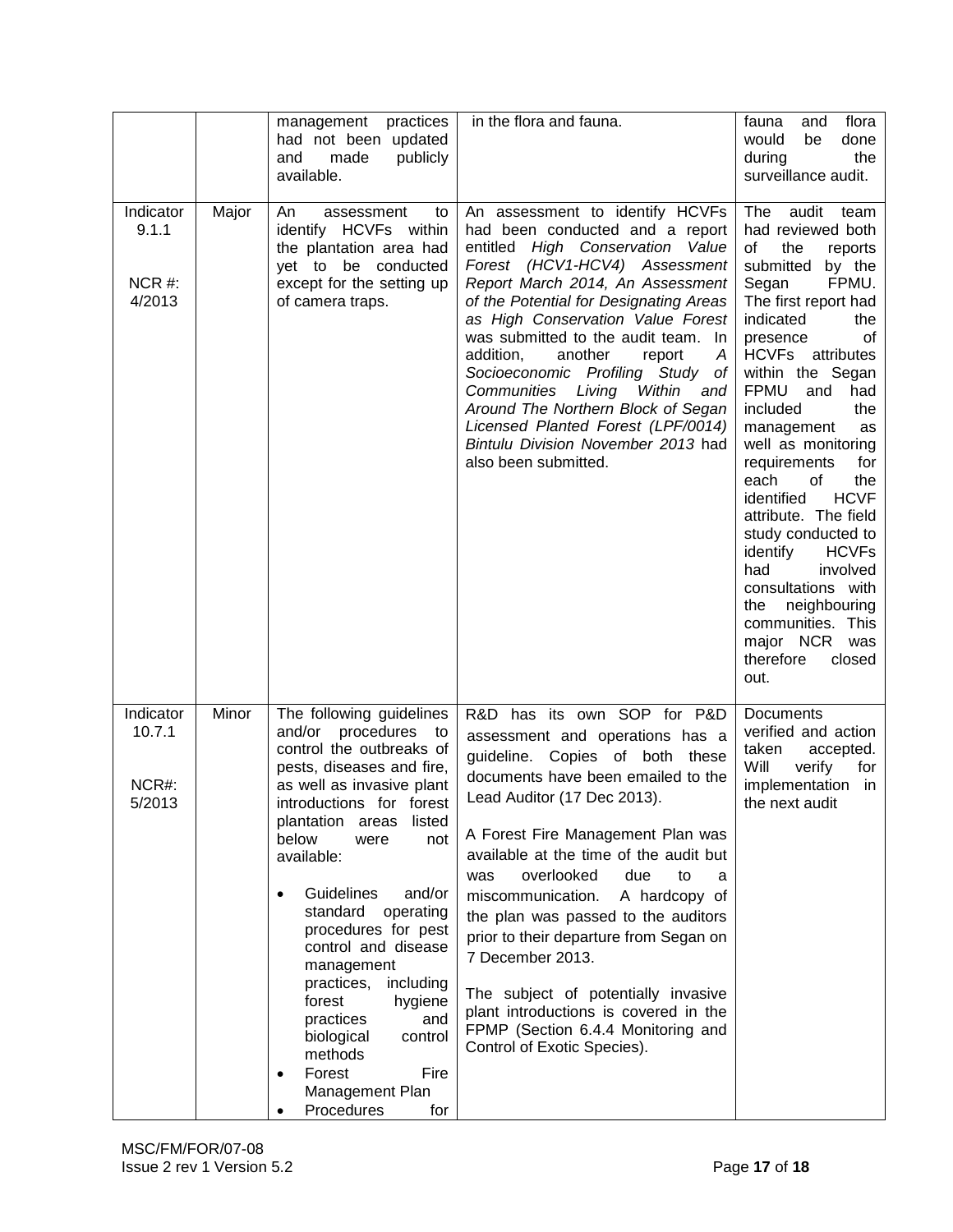| | | management practices had not been updated and made publicly available. | in the flora and fauna. | fauna and flora would be done during the surveillance audit. |
|---|---|---|---|---|
| Indicator 9.1.1<br><br>NCR #: 4/2013 | Major | An assessment to identify HCVFs within the plantation area had yet to be conducted except for the setting up of camera traps. | An assessment to identify HCVFs had been conducted and a report entitled *High Conservation Value Forest (HCV1-HCV4) Assessment Report March 2014, An Assessment of the Potential for Designating Areas as High Conservation Value Forest* was submitted to the audit team. In addition, another report *A Socioeconomic Profiling Study of Communities Living Within and Around The Northern Block of Segan Licensed Planted Forest (LPF/0014) Bintulu Division November 2013* had also been submitted. | The audit team had reviewed both of the reports submitted by the Segan FPMU. The first report had indicated the presence of HCVFs attributes within the Segan FPMU and had included the management as well as monitoring requirements for each of the identified HCVF attribute. The field study conducted to identify HCVFs had involved consultations with the neighbouring communities. This major NCR was therefore closed out. |
| Indicator 10.7.1<br><br>NCR#: 5/2013 | Minor | The following guidelines and/or procedures to control the outbreaks of pests, diseases and fire, as well as invasive plant introductions for forest plantation areas listed below were not available:<br><br>• Guidelines and/or standard operating procedures for pest control and disease management practices, including forest hygiene practices and biological control methods<br>• Forest Fire Management Plan<br>• Procedures for | R&D has its own SOP for P&D assessment and operations has a guideline. Copies of both these documents have been emailed to the Lead Auditor (17 Dec 2013).<br><br>A Forest Fire Management Plan was available at the time of the audit but was overlooked due to a miscommunication. A hardcopy of the plan was passed to the auditors prior to their departure from Segan on 7 December 2013.<br><br>The subject of potentially invasive plant introductions is covered in the FPMP (Section 6.4.4 Monitoring and Control of Exotic Species). | Documents verified and action taken accepted. Will verify for implementation in the next audit |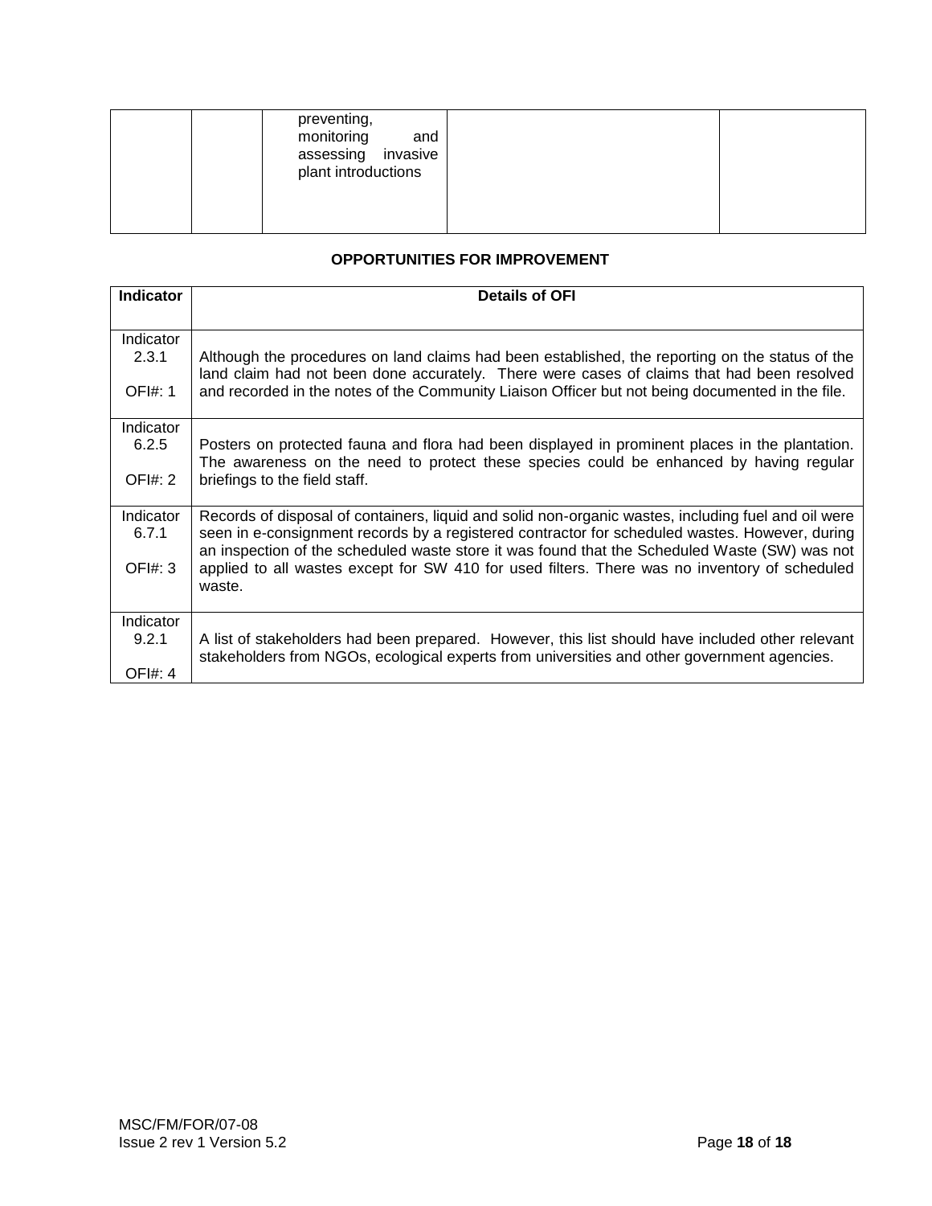| | | | | |
|---|---|---|---|---|
| | | preventing, monitoring and assessing invasive plant introductions | | |

**OPPORTUNITIES FOR IMPROVEMENT**

| Indicator | Details of OFI |
|---|---|
| Indicator 2.3.1<br><br>OFI#: 1 | Although the procedures on land claims had been established, the reporting on the status of the land claim had not been done accurately. There were cases of claims that had been resolved and recorded in the notes of the Community Liaison Officer but not being documented in the file. |
| Indicator 6.2.5<br><br>OFI#: 2 | Posters on protected fauna and flora had been displayed in prominent places in the plantation. The awareness on the need to protect these species could be enhanced by having regular briefings to the field staff. |
| Indicator 6.7.1<br><br>OFI#: 3 | Records of disposal of containers, liquid and solid non-organic wastes, including fuel and oil were seen in e-consignment records by a registered contractor for scheduled wastes. However, during an inspection of the scheduled waste store it was found that the Scheduled Waste (SW) was not applied to all wastes except for SW 410 for used filters. There was no inventory of scheduled waste. |
| Indicator 9.2.1<br><br>OFI#: 4 | A list of stakeholders had been prepared. However, this list should have included other relevant stakeholders from NGOs, ecological experts from universities and other government agencies. |